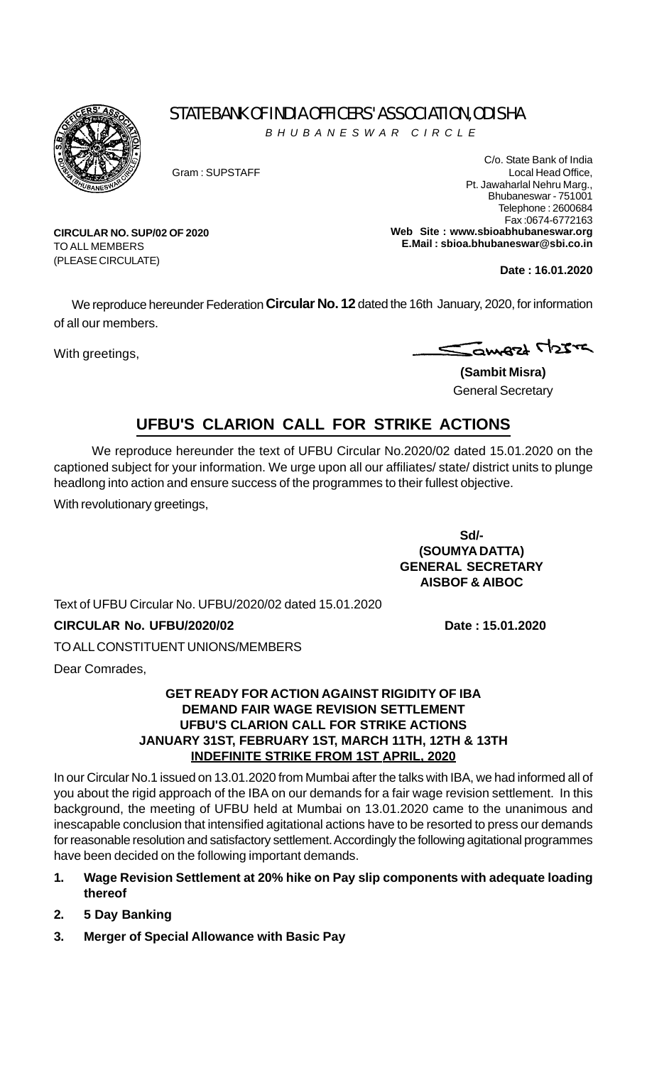# STATE BANK OF INDIA OFFICERS' ASSOCIATION, ODISHA

B H U B A N E S W A R   C I R C L E

Gram : SUPSTAFF

C/o. State Bank of India
Local Head Office,
Pt. Jawaharlal Nehru Marg.,
Bhubaneswar - 751001
Telephone : 2600684
Fax :0674-6772163
**Web Site : www.sbioabhubaneswar.org**
**E.Mail : sbioa.bhubaneswar@sbi.co.in**

**CIRCULAR NO. SUP/02 OF 2020**
TO ALL MEMBERS
(PLEASE CIRCULATE)

**Date : 16.01.2020**

We reproduce hereunder Federation **Circular No. 12** dated the 16th January, 2020, for information of all our members.

With greetings,

**(Sambit Misra)**
General Secretary

## UFBU'S CLARION CALL FOR STRIKE ACTIONS

We reproduce hereunder the text of UFBU Circular No.2020/02 dated 15.01.2020 on the captioned subject for your information. We urge upon all our affiliates/ state/ district units to plunge headlong into action and ensure success of the programmes to their fullest objective.

With revolutionary greetings,

**Sd/-**
**(SOUMYA DATTA)**
**GENERAL SECRETARY**
**AISBOF & AIBOC**

Text of UFBU Circular No. UFBU/2020/02 dated 15.01.2020

**CIRCULAR No. UFBU/2020/02** **Date : 15.01.2020**

TO ALL CONSTITUENT UNIONS/MEMBERS

Dear Comrades,

### GET READY FOR ACTION AGAINST RIGIDITY OF IBA
### DEMAND FAIR WAGE REVISION SETTLEMENT
### UFBU'S CLARION CALL FOR STRIKE ACTIONS
### JANUARY 31ST, FEBRUARY 1ST, MARCH 11TH, 12TH & 13TH
### INDEFINITE STRIKE FROM 1ST APRIL, 2020

In our Circular No.1 issued on 13.01.2020 from Mumbai after the talks with IBA, we had informed all of you about the rigid approach of the IBA on our demands for a fair wage revision settlement. In this background, the meeting of UFBU held at Mumbai on 13.01.2020 came to the unanimous and inescapable conclusion that intensified agitational actions have to be resorted to press our demands for reasonable resolution and satisfactory settlement. Accordingly the following agitational programmes have been decided on the following important demands.

1. **Wage Revision Settlement at 20% hike on Pay slip components with adequate loading thereof**
2. **5 Day Banking**
3. **Merger of Special Allowance with Basic Pay**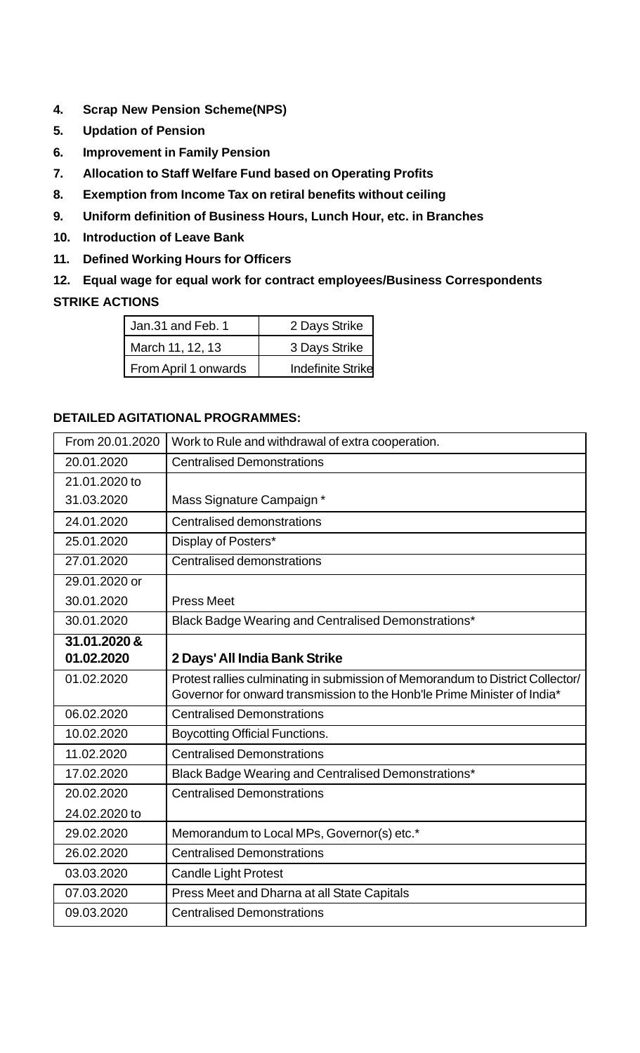4. **Scrap New Pension Scheme(NPS)**
5. **Updation of Pension**
6. **Improvement in Family Pension**
7. **Allocation to Staff Welfare Fund based on Operating Profits**
8. **Exemption from Income Tax on retiral benefits without ceiling**
9. **Uniform definition of Business Hours, Lunch Hour, etc. in Branches**
10. **Introduction of Leave Bank**
11. **Defined Working Hours for Officers**
12. **Equal wage for equal work for contract employees/Business Correspondents**

**STRIKE ACTIONS**

| | |
|---|---|
| Jan.31 and Feb. 1 | 2 Days Strike |
| March 11, 12, 13 | 3 Days Strike |
| From April 1 onwards | Indefinite Strike |

**DETAILED AGITATIONAL PROGRAMMES:**

| | |
|---|---|
| From 20.01.2020 | Work to Rule and withdrawal of extra cooperation. |
| 20.01.2020 | Centralised Demonstrations |
| 21.01.2020 to 31.03.2020 | Mass Signature Campaign * |
| 24.01.2020 | Centralised demonstrations |
| 25.01.2020 | Display of Posters* |
| 27.01.2020 | Centralised demonstrations |
| 29.01.2020 or 30.01.2020 | Press Meet |
| 30.01.2020 | Black Badge Wearing and Centralised Demonstrations* |
| **31.01.2020 & 01.02.2020** | **2 Days' All India Bank Strike** |
| 01.02.2020 | Protest rallies culminating in submission of Memorandum to District Collector/ Governor for onward transmission to the Honb'le Prime Minister of India* |
| 06.02.2020 | Centralised Demonstrations |
| 10.02.2020 | Boycotting Official Functions. |
| 11.02.2020 | Centralised Demonstrations |
| 17.02.2020 | Black Badge Wearing and Centralised Demonstrations* |
| 20.02.2020 | Centralised Demonstrations |
| 24.02.2020 to 29.02.2020 | Memorandum to Local MPs, Governor(s) etc.* |
| 26.02.2020 | Centralised Demonstrations |
| 03.03.2020 | Candle Light Protest |
| 07.03.2020 | Press Meet and Dharna at all State Capitals |
| 09.03.2020 | Centralised Demonstrations |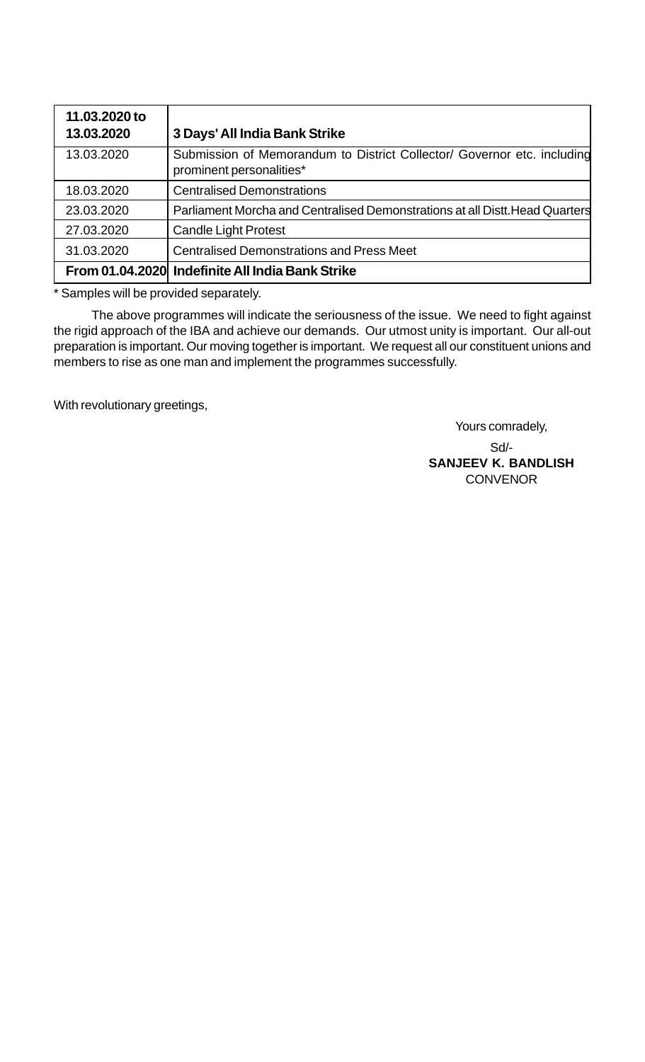| | |
|---|---|
| **11.03.2020 to 13.03.2020** | **3 Days' All India Bank Strike** |
| 13.03.2020 | Submission of Memorandum to District Collector/ Governor etc. including prominent personalities* |
| 18.03.2020 | Centralised Demonstrations |
| 23.03.2020 | Parliament Morcha and Centralised Demonstrations at all Distt.Head Quarters |
| 27.03.2020 | Candle Light Protest |
| 31.03.2020 | Centralised Demonstrations and Press Meet |
| **From 01.04.2020** | **Indefinite All India Bank Strike** |

* Samples will be provided separately.

The above programmes will indicate the seriousness of the issue. We need to fight against the rigid approach of the IBA and achieve our demands. Our utmost unity is important. Our all-out preparation is important. Our moving together is important. We request all our constituent unions and members to rise as one man and implement the programmes successfully.

With revolutionary greetings,

Yours comradely,

Sd/-
**SANJEEV K. BANDLISH**
CONVENOR